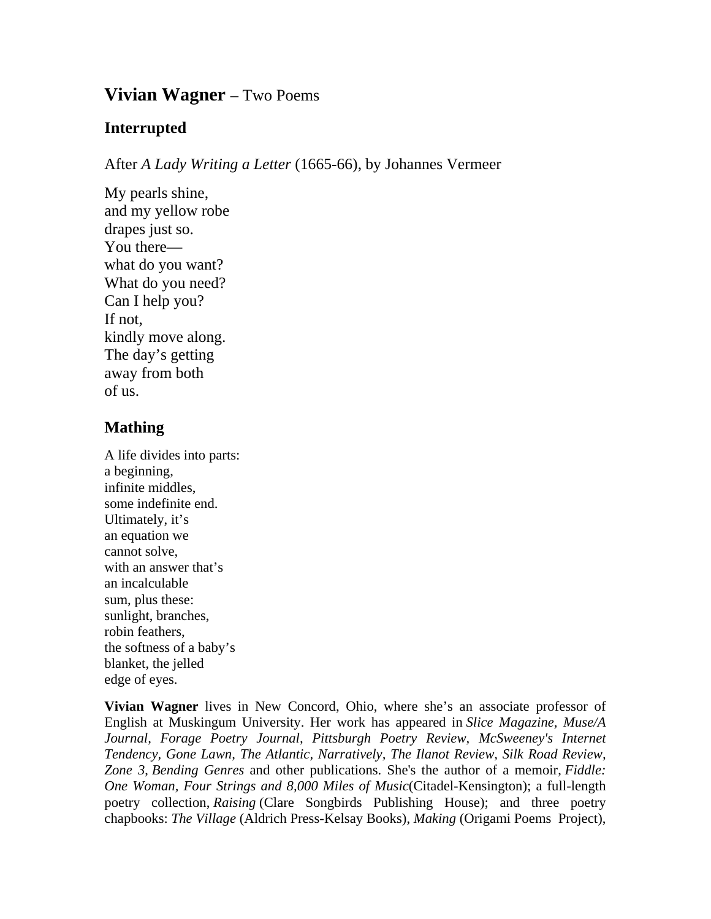# **Vivian Wagner** – Two Poems

## Interrupted

After *A Lady Writing a Letter* (1665-66), by Johannes Vermeer

My pearls shine,  
and my yellow robe  
drapes just so.  
You there—  
what do you want?  
What do you need?  
Can I help you?  
If not,  
kindly move along.  
The day's getting  
away from both  
of us.

## Mathing

A life divides into parts:  
a beginning,  
infinite middles,  
some indefinite end.  
Ultimately, it's  
an equation we  
cannot solve,  
with an answer that's  
an incalculable  
sum, plus these:  
sunlight, branches,  
robin feathers,  
the softness of a baby's  
blanket, the jelled  
edge of eyes.

**Vivian Wagner** lives in New Concord, Ohio, where she's an associate professor of English at Muskingum University. Her work has appeared in *Slice Magazine, Muse/A Journal, Forage Poetry Journal, Pittsburgh Poetry Review, McSweeney's Internet Tendency, Gone Lawn, The Atlantic, Narratively, The Ilanot Review, Silk Road Review, Zone 3, Bending Genres* and other publications. She's the author of a memoir, *Fiddle: One Woman, Four Strings and 8,000 Miles of Music*(Citadel-Kensington); a full-length poetry collection, *Raising* (Clare Songbirds Publishing House); and three poetry chapbooks: *The Village* (Aldrich Press-Kelsay Books), *Making* (Origami Poems Project),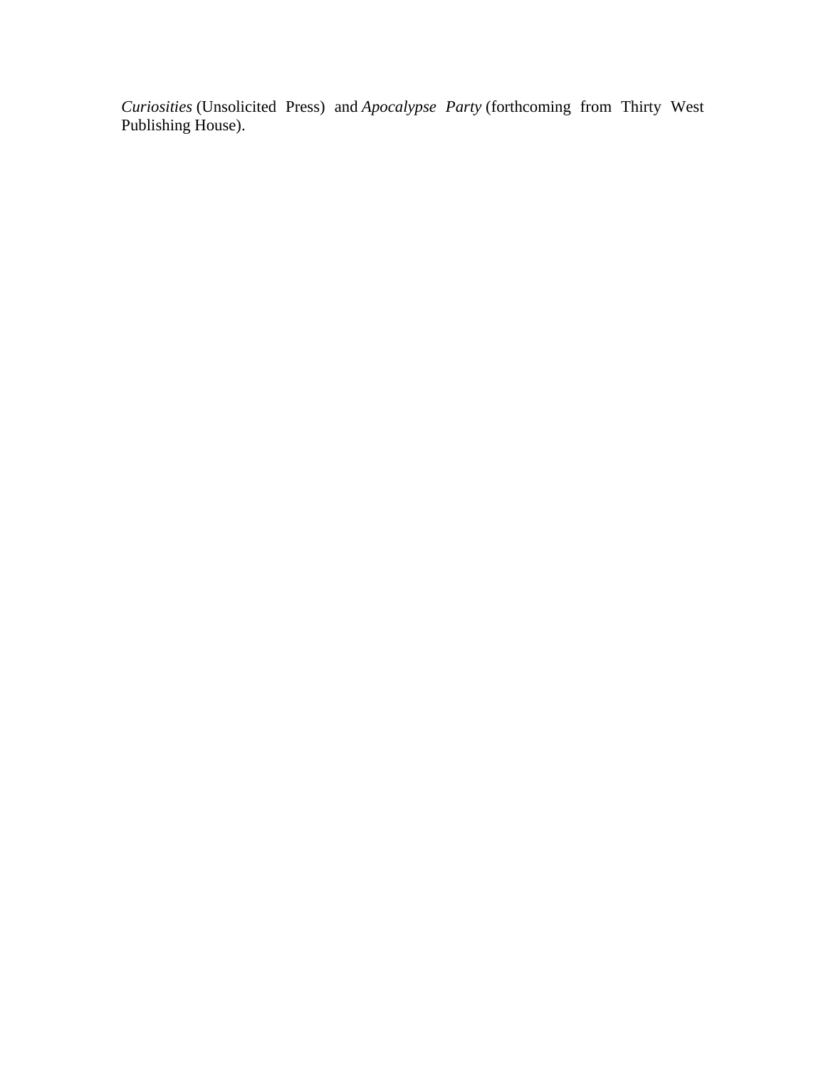*Curiosities* (Unsolicited Press) and *Apocalypse Party* (forthcoming from Thirty West Publishing House).